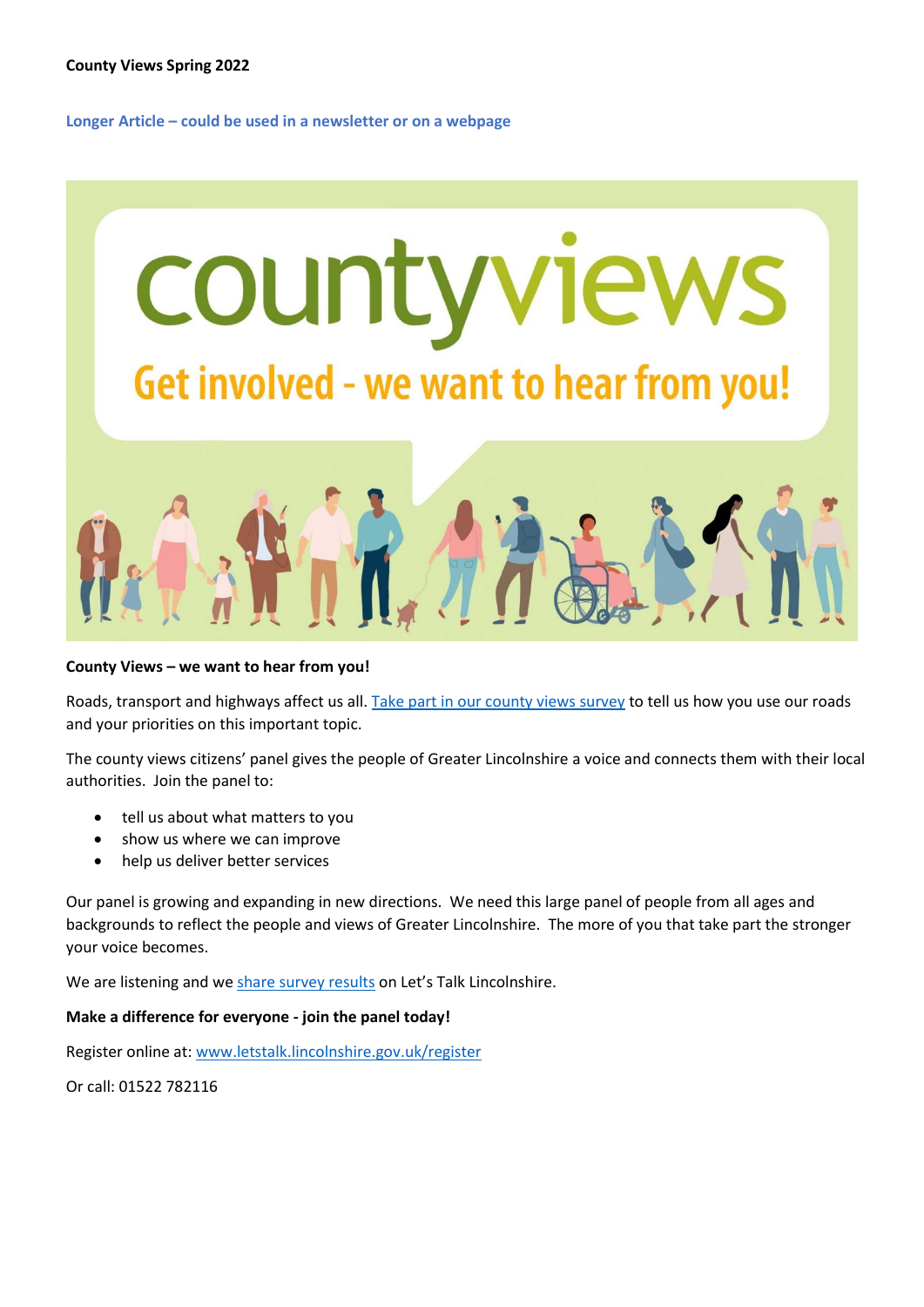**County Views Spring 2022**

**Longer Article – could be used in a newsletter or on a webpage**

**County Views – we want to hear from you!**

Roads, transport and highways affect us all. [Take part in our county views survey]() to tell us how you use our roads and your priorities on this important topic.

The county views citizens' panel gives the people of Greater Lincolnshire a voice and connects them with their local authorities. Join the panel to:

- tell us about what matters to you
- show us where we can improve
- help us deliver better services

Our panel is growing and expanding in new directions. We need this large panel of people from all ages and backgrounds to reflect the people and views of Greater Lincolnshire. The more of you that take part the stronger your voice becomes.

We are listening and we [share survey results]() on Let's Talk Lincolnshire.

**Make a difference for everyone - join the panel today!**

Register online at: [www.letstalk.lincolnshire.gov.uk/register](www.letstalk.lincolnshire.gov.uk/register)

Or call: 01522 782116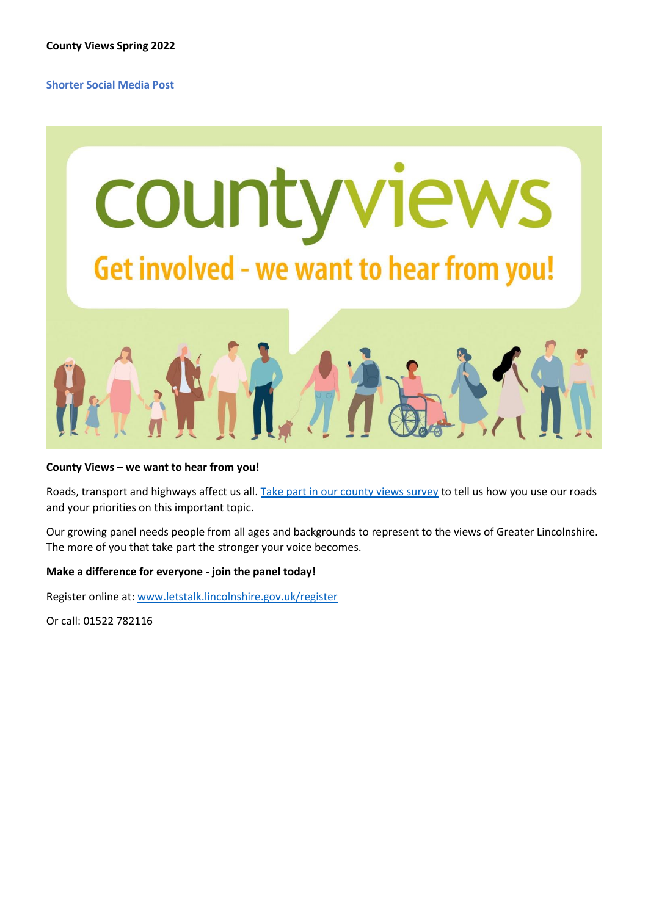**County Views Spring 2022**

### Shorter Social Media Post

**County Views – we want to hear from you!**

Roads, transport and highways affect us all. [Take part in our county views survey] to tell us how you use our roads and your priorities on this important topic.

Our growing panel needs people from all ages and backgrounds to represent to the views of Greater Lincolnshire. The more of you that take part the stronger your voice becomes.

**Make a difference for everyone - join the panel today!**

Register online at: www.letstalk.lincolnshire.gov.uk/register

Or call: 01522 782116